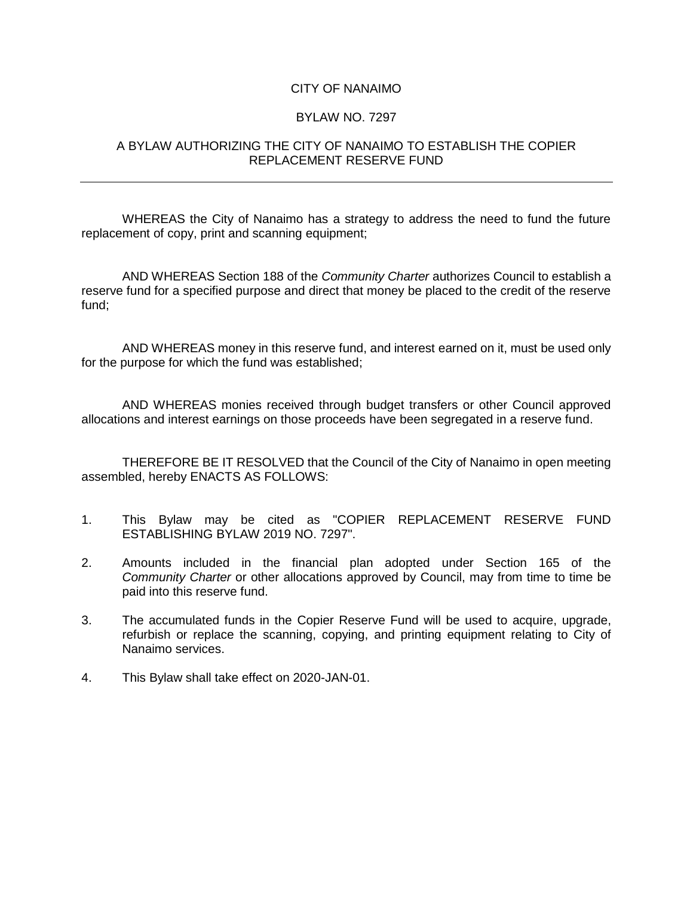CITY OF NANAIMO

BYLAW NO. 7297

A BYLAW AUTHORIZING THE CITY OF NANAIMO TO ESTABLISH THE COPIER REPLACEMENT RESERVE FUND

---

WHEREAS the City of Nanaimo has a strategy to address the need to fund the future replacement of copy, print and scanning equipment;

AND WHEREAS Section 188 of the *Community Charter* authorizes Council to establish a reserve fund for a specified purpose and direct that money be placed to the credit of the reserve fund;

AND WHEREAS money in this reserve fund, and interest earned on it, must be used only for the purpose for which the fund was established;

AND WHEREAS monies received through budget transfers or other Council approved allocations and interest earnings on those proceeds have been segregated in a reserve fund.

THEREFORE BE IT RESOLVED that the Council of the City of Nanaimo in open meeting assembled, hereby ENACTS AS FOLLOWS:

1. This Bylaw may be cited as "COPIER REPLACEMENT RESERVE FUND ESTABLISHING BYLAW 2019 NO. 7297".

2. Amounts included in the financial plan adopted under Section 165 of the *Community Charter* or other allocations approved by Council, may from time to time be paid into this reserve fund.

3. The accumulated funds in the Copier Reserve Fund will be used to acquire, upgrade, refurbish or replace the scanning, copying, and printing equipment relating to City of Nanaimo services.

4. This Bylaw shall take effect on 2020-JAN-01.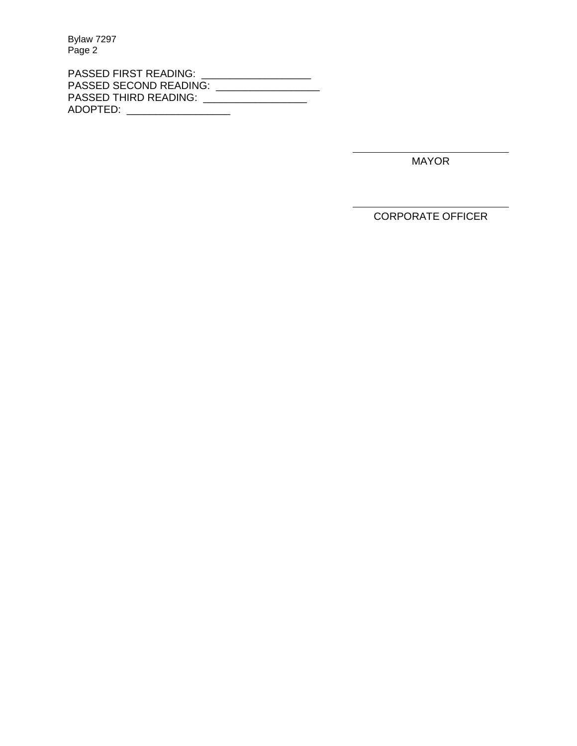PASSED FIRST READING: ___________________
PASSED SECOND READING: __________________
PASSED THIRD READING: __________________
ADOPTED: __________________

___________________________
MAYOR

___________________________
CORPORATE OFFICER